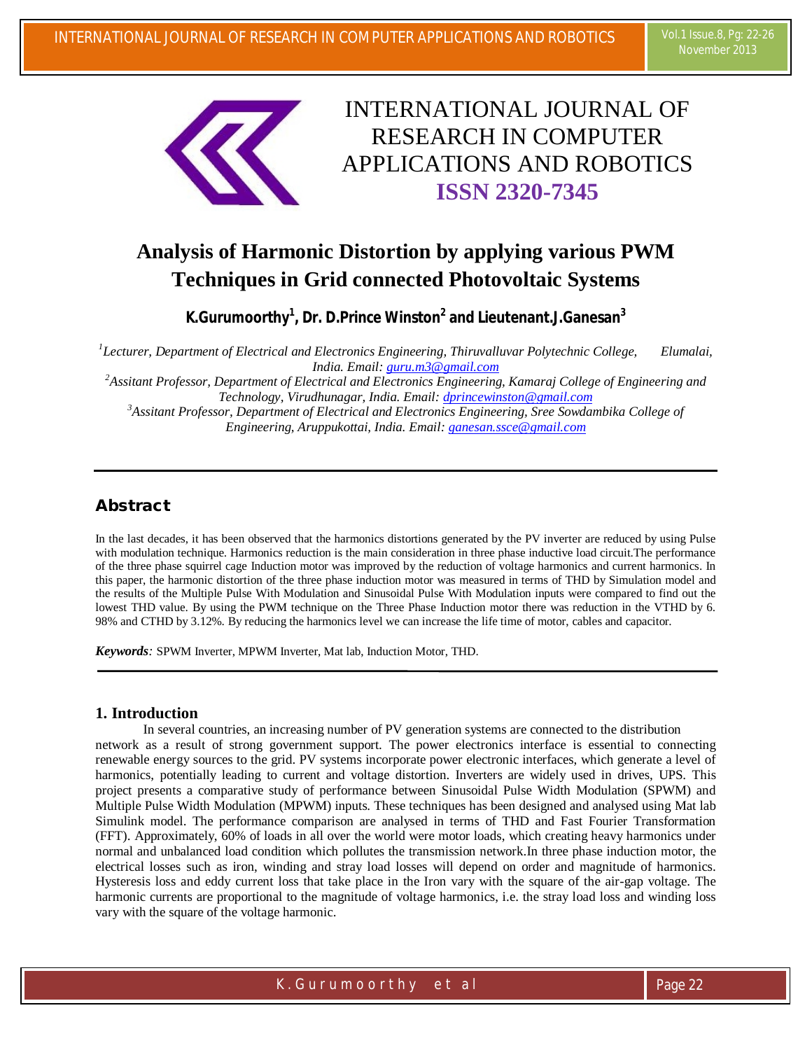# INTERNATIONAL JOURNAL OF RESEARCH IN COMPUTER APPLICATIONS AND ROBOTICS

**ISSN 2320-7345**

# Analysis of Harmonic Distortion by applying various PWM Techniques in Grid connected Photovoltaic Systems

**K.Gurumoorthy[1], Dr. D.Prince Winston[2] and Lieutenant.J.Ganesan[3]**

[1]*Lecturer, Department of Electrical and Electronics Engineering, Thiruvalluvar Polytechnic College, Elumalai, India. Email: guru.m3@gmail.com*

[2]*Assitant Professor, Department of Electrical and Electronics Engineering, Kamaraj College of Engineering and Technology, Virudhunagar, India. Email: dprincewinston@gmail.com*

[3]*Assitant Professor, Department of Electrical and Electronics Engineering, Sree Sowdambika College of Engineering, Aruppukottai, India. Email: ganesan.ssce@gmail.com*

## Abstract

In the last decades, it has been observed that the harmonics distortions generated by the PV inverter are reduced by using Pulse with modulation technique. Harmonics reduction is the main consideration in three phase inductive load circuit.The performance of the three phase squirrel cage Induction motor was improved by the reduction of voltage harmonics and current harmonics. In this paper, the harmonic distortion of the three phase induction motor was measured in terms of THD by Simulation model and the results of the Multiple Pulse With Modulation and Sinusoidal Pulse With Modulation inputs were compared to find out the lowest THD value. By using the PWM technique on the Three Phase Induction motor there was reduction in the VTHD by 6. 98% and CTHD by 3.12%. By reducing the harmonics level we can increase the life time of motor, cables and capacitor.

***Keywords**:* SPWM Inverter, MPWM Inverter, Mat lab, Induction Motor, THD.

## 1. Introduction

In several countries, an increasing number of PV generation systems are connected to the distribution network as a result of strong government support. The power electronics interface is essential to connecting renewable energy sources to the grid. PV systems incorporate power electronic interfaces, which generate a level of harmonics, potentially leading to current and voltage distortion. Inverters are widely used in drives, UPS. This project presents a comparative study of performance between Sinusoidal Pulse Width Modulation (SPWM) and Multiple Pulse Width Modulation (MPWM) inputs. These techniques has been designed and analysed using Mat lab Simulink model. The performance comparison are analysed in terms of THD and Fast Fourier Transformation (FFT). Approximately, 60% of loads in all over the world were motor loads, which creating heavy harmonics under normal and unbalanced load condition which pollutes the transmission network.In three phase induction motor, the electrical losses such as iron, winding and stray load losses will depend on order and magnitude of harmonics. Hysteresis loss and eddy current loss that take place in the Iron vary with the square of the air-gap voltage. The harmonic currents are proportional to the magnitude of voltage harmonics, i.e. the stray load loss and winding loss vary with the square of the voltage harmonic.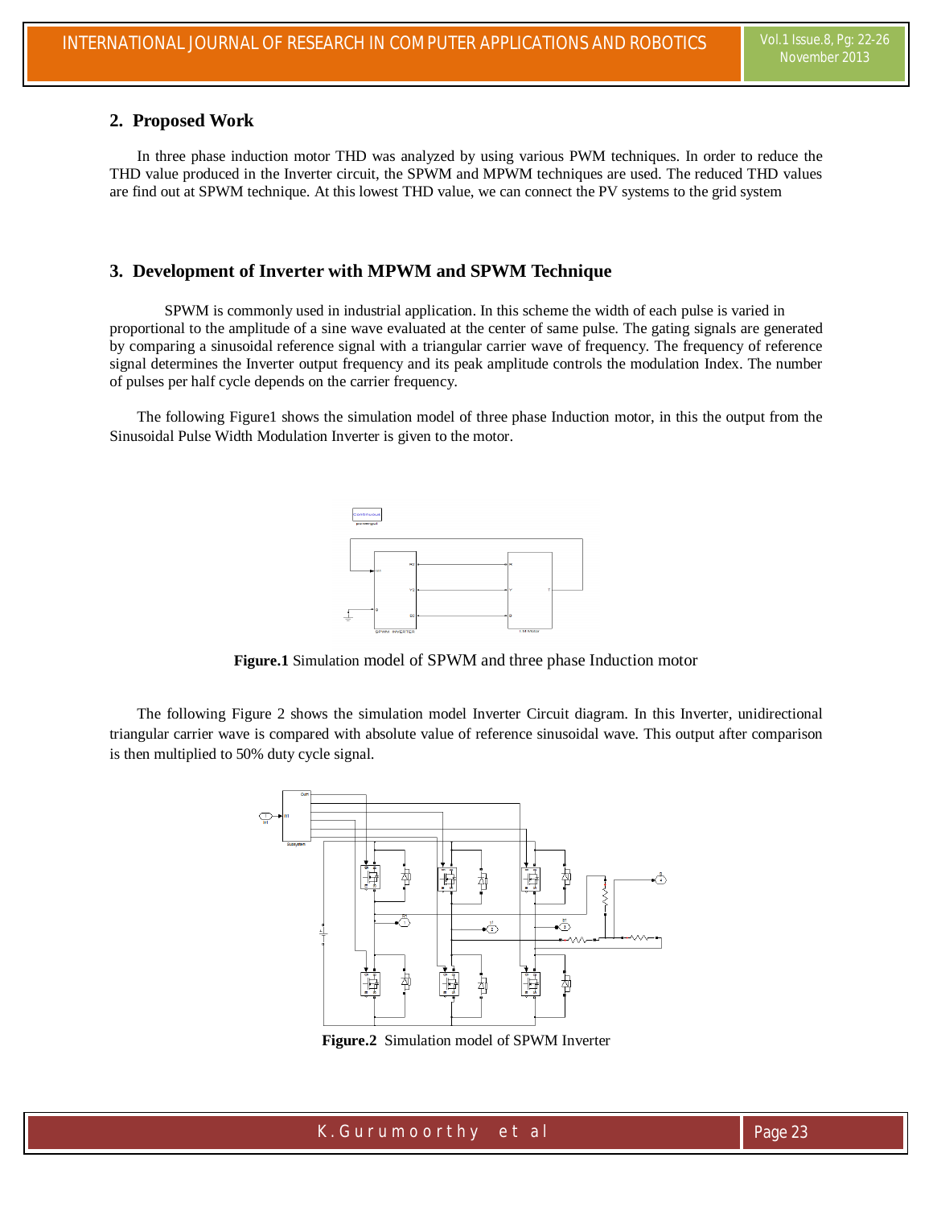## 2. Proposed Work

In three phase induction motor THD was analyzed by using various PWM techniques. In order to reduce the THD value produced in the Inverter circuit, the SPWM and MPWM techniques are used. The reduced THD values are find out at SPWM technique. At this lowest THD value, we can connect the PV systems to the grid system

## 3. Development of Inverter with MPWM and SPWM Technique

SPWM is commonly used in industrial application. In this scheme the width of each pulse is varied in proportional to the amplitude of a sine wave evaluated at the center of same pulse. The gating signals are generated by comparing a sinusoidal reference signal with a triangular carrier wave of frequency. The frequency of reference signal determines the Inverter output frequency and its peak amplitude controls the modulation Index. The number of pulses per half cycle depends on the carrier frequency.

The following Figure1 shows the simulation model of three phase Induction motor, in this the output from the Sinusoidal Pulse Width Modulation Inverter is given to the motor.

**Figure.1** Simulation model of SPWM and three phase Induction motor

The following Figure 2 shows the simulation model Inverter Circuit diagram. In this Inverter, unidirectional triangular carrier wave is compared with absolute value of reference sinusoidal wave. This output after comparison is then multiplied to 50% duty cycle signal.

**Figure.2** Simulation model of SPWM Inverter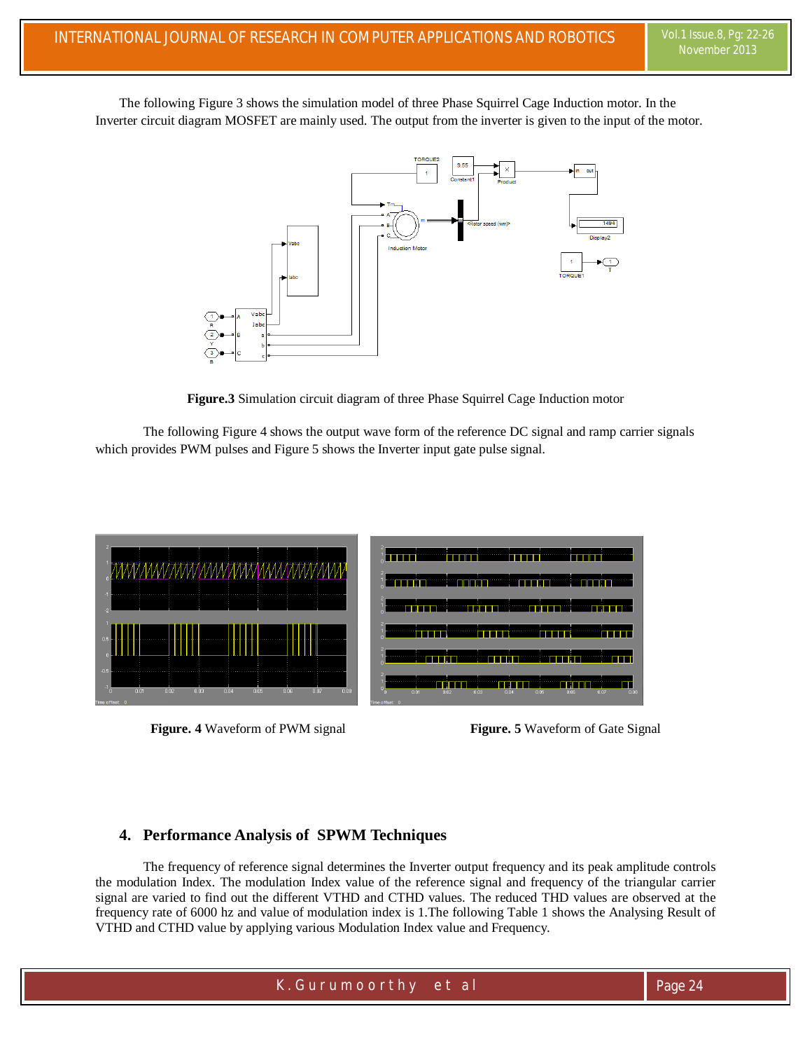The following Figure 3 shows the simulation model of three Phase Squirrel Cage Induction motor. In the Inverter circuit diagram MOSFET are mainly used. The output from the inverter is given to the input of the motor.

**Figure.3** Simulation circuit diagram of three Phase Squirrel Cage Induction motor

The following Figure 4 shows the output wave form of the reference DC signal and ramp carrier signals which provides PWM pulses and Figure 5 shows the Inverter input gate pulse signal.

**Figure. 4** Waveform of PWM signal

**Figure. 5** Waveform of Gate Signal

## 4. Performance Analysis of SPWM Techniques

The frequency of reference signal determines the Inverter output frequency and its peak amplitude controls the modulation Index. The modulation Index value of the reference signal and frequency of the triangular carrier signal are varied to find out the different VTHD and CTHD values. The reduced THD values are observed at the frequency rate of 6000 hz and value of modulation index is 1.The following Table 1 shows the Analysing Result of VTHD and CTHD value by applying various Modulation Index value and Frequency.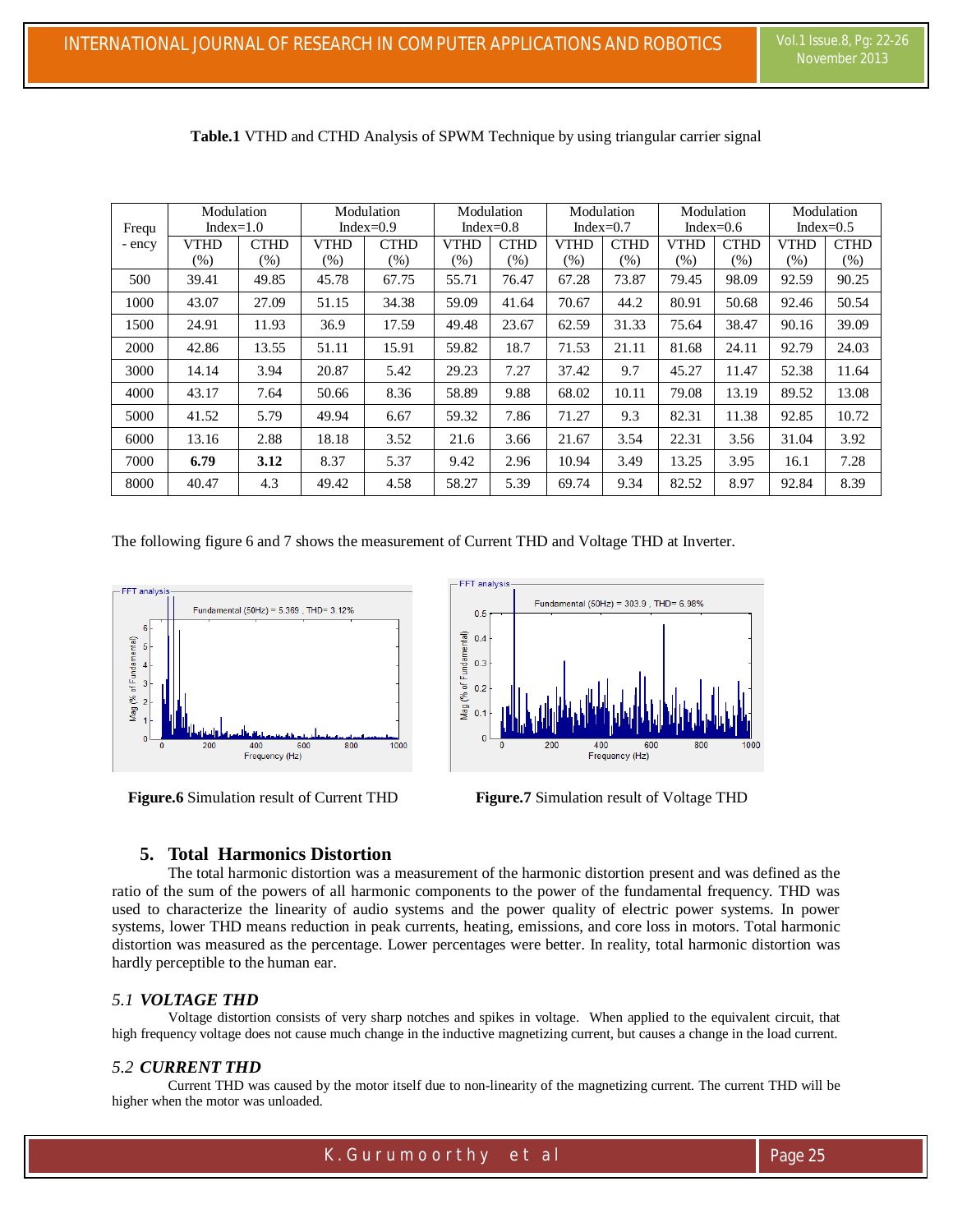**Table.1** VTHD and CTHD Analysis of SPWM Technique by using triangular carrier signal

| Frequ - ency | Modulation Index=1.0 | | Modulation Index=0.9 | | Modulation Index=0.8 | | Modulation Index=0.7 | | Modulation Index=0.6 | | Modulation Index=0.5 | |
|---|---|---|---|---|---|---|---|---|---|---|---|---|
| | VTHD (%) | CTHD (%) | VTHD (%) | CTHD (%) | VTHD (%) | CTHD (%) | VTHD (%) | CTHD (%) | VTHD (%) | CTHD (%) | VTHD (%) | CTHD (%) |
| 500 | 39.41 | 49.85 | 45.78 | 67.75 | 55.71 | 76.47 | 67.28 | 73.87 | 79.45 | 98.09 | 92.59 | 90.25 |
| 1000 | 43.07 | 27.09 | 51.15 | 34.38 | 59.09 | 41.64 | 70.67 | 44.2 | 80.91 | 50.68 | 92.46 | 50.54 |
| 1500 | 24.91 | 11.93 | 36.9 | 17.59 | 49.48 | 23.67 | 62.59 | 31.33 | 75.64 | 38.47 | 90.16 | 39.09 |
| 2000 | 42.86 | 13.55 | 51.11 | 15.91 | 59.82 | 18.7 | 71.53 | 21.11 | 81.68 | 24.11 | 92.79 | 24.03 |
| 3000 | 14.14 | 3.94 | 20.87 | 5.42 | 29.23 | 7.27 | 37.42 | 9.7 | 45.27 | 11.47 | 52.38 | 11.64 |
| 4000 | 43.17 | 7.64 | 50.66 | 8.36 | 58.89 | 9.88 | 68.02 | 10.11 | 79.08 | 13.19 | 89.52 | 13.08 |
| 5000 | 41.52 | 5.79 | 49.94 | 6.67 | 59.32 | 7.86 | 71.27 | 9.3 | 82.31 | 11.38 | 92.85 | 10.72 |
| 6000 | 13.16 | 2.88 | 18.18 | 3.52 | 21.6 | 3.66 | 21.67 | 3.54 | 22.31 | 3.56 | 31.04 | 3.92 |
| 7000 | **6.79** | **3.12** | 8.37 | 5.37 | 9.42 | 2.96 | 10.94 | 3.49 | 13.25 | 3.95 | 16.1 | 7.28 |
| 8000 | 40.47 | 4.3 | 49.42 | 4.58 | 58.27 | 5.39 | 69.74 | 9.34 | 82.52 | 8.97 | 92.84 | 8.39 |

The following figure 6 and 7 shows the measurement of Current THD and Voltage THD at Inverter.

**Figure.6** Simulation result of Current THD

**Figure.7** Simulation result of Voltage THD

## 5. Total Harmonics Distortion

The total harmonic distortion was a measurement of the harmonic distortion present and was defined as the ratio of the sum of the powers of all harmonic components to the power of the fundamental frequency. THD was used to characterize the linearity of audio systems and the power quality of electric power systems. In power systems, lower THD means reduction in peak currents, heating, emissions, and core loss in motors. Total harmonic distortion was measured as the percentage. Lower percentages were better. In reality, total harmonic distortion was hardly perceptible to the human ear.

### *5.1 VOLTAGE THD*

Voltage distortion consists of very sharp notches and spikes in voltage. When applied to the equivalent circuit, that high frequency voltage does not cause much change in the inductive magnetizing current, but causes a change in the load current.

### *5.2 CURRENT THD*

Current THD was caused by the motor itself due to non-linearity of the magnetizing current. The current THD will be higher when the motor was unloaded.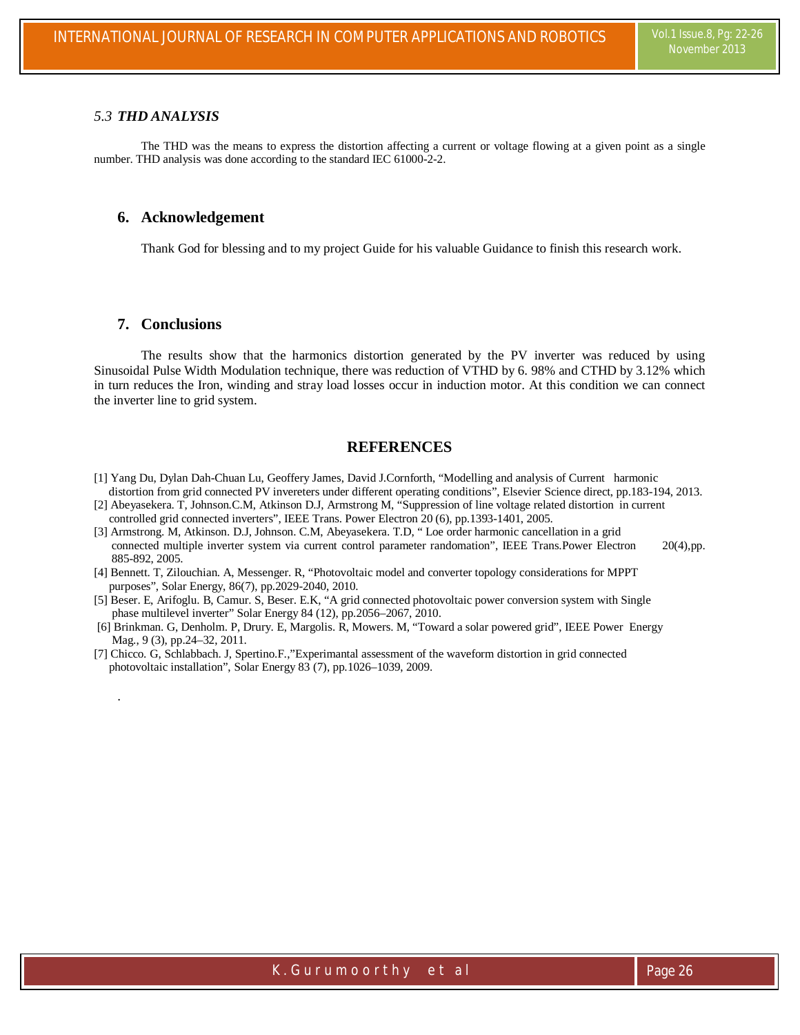### 5.3 *THD ANALYSIS*

The THD was the means to express the distortion affecting a current or voltage flowing at a given point as a single number. THD analysis was done according to the standard IEC 61000-2-2.

## 6. Acknowledgement

Thank God for blessing and to my project Guide for his valuable Guidance to finish this research work.

## 7. Conclusions

The results show that the harmonics distortion generated by the PV inverter was reduced by using Sinusoidal Pulse Width Modulation technique, there was reduction of VTHD by 6. 98% and CTHD by 3.12% which in turn reduces the Iron, winding and stray load losses occur in induction motor. At this condition we can connect the inverter line to grid system.

## REFERENCES

[1] Yang Du, Dylan Dah-Chuan Lu, Geoffery James, David J.Cornforth, "Modelling and analysis of Current harmonic distortion from grid connected PV invereters under different operating conditions", Elsevier Science direct, pp.183-194, 2013.

[2] Abeyasekera. T, Johnson.C.M, Atkinson D.J, Armstrong M, "Suppression of line voltage related distortion in current controlled grid connected inverters", IEEE Trans. Power Electron 20 (6), pp.1393-1401, 2005.

[3] Armstrong. M, Atkinson. D.J, Johnson. C.M, Abeyasekera. T.D, " Loe order harmonic cancellation in a grid connected multiple inverter system via current control parameter randomation", IEEE Trans.Power Electron 20(4),pp. 885-892, 2005.

[4] Bennett. T, Zilouchian. A, Messenger. R, "Photovoltaic model and converter topology considerations for MPPT purposes", Solar Energy, 86(7), pp.2029-2040, 2010.

[5] Beser. E, Arifoglu. B, Camur. S, Beser. E.K, "A grid connected photovoltaic power conversion system with Single phase multilevel inverter" Solar Energy 84 (12), pp.2056–2067, 2010.

[6] Brinkman. G, Denholm. P, Drury. E, Margolis. R, Mowers. M, "Toward a solar powered grid", IEEE Power Energy Mag., 9 (3), pp.24–32, 2011.

[7] Chicco. G, Schlabbach. J, Spertino.F.,"Experimantal assessment of the waveform distortion in grid connected photovoltaic installation", Solar Energy 83 (7), pp.1026–1039, 2009.